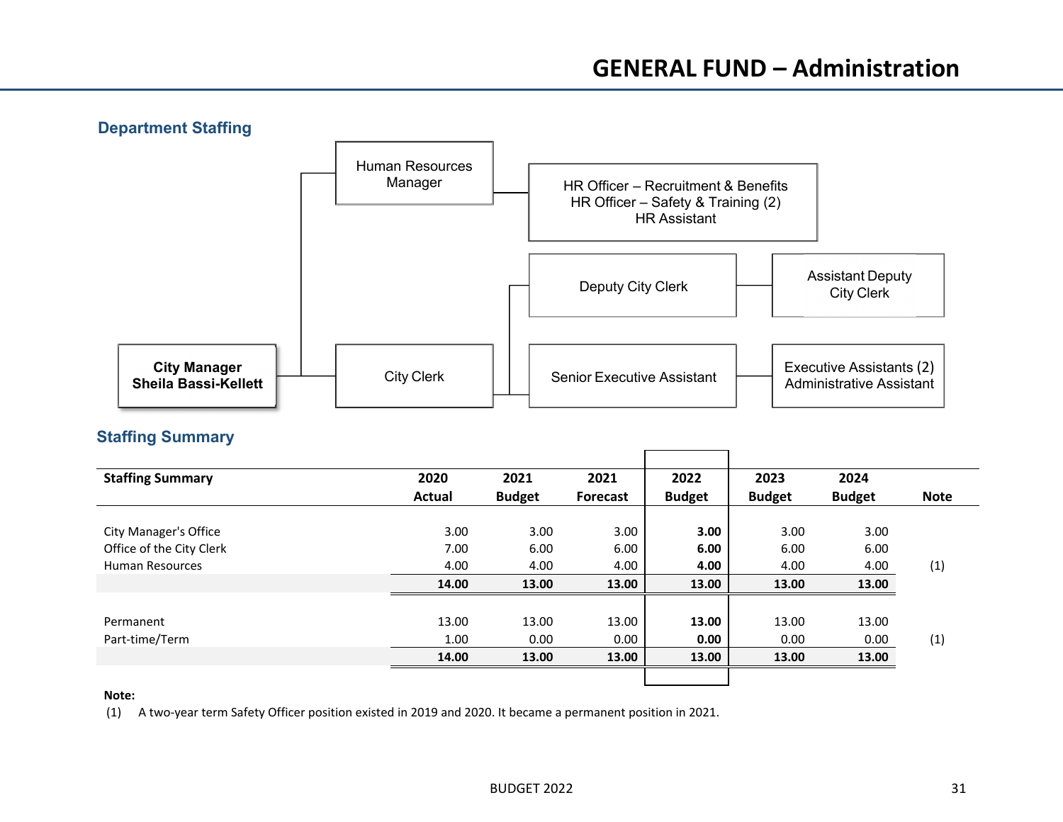# GENERAL FUND – Administration

## Department Staffing

City Manager
Sheila Bassi-Kellett

Human Resources Manager

HR Officer – Recruitment & Benefits
HR Officer – Safety & Training (2)
HR Assistant

City Clerk

Deputy City Clerk

Assistant Deputy City Clerk

Senior Executive Assistant

Executive Assistants (2)
Administrative Assistant

## Staffing Summary

| Staffing Summary | 2020 Actual | 2021 Budget | 2021 Forecast | 2022 Budget | 2023 Budget | 2024 Budget | Note |
|---|---|---|---|---|---|---|---|
| City Manager's Office | 3.00 | 3.00 | 3.00 | **3.00** | 3.00 | 3.00 | |
| Office of the City Clerk | 7.00 | 6.00 | 6.00 | **6.00** | 6.00 | 6.00 | |
| Human Resources | 4.00 | 4.00 | 4.00 | **4.00** | 4.00 | 4.00 | (1) |
| | **14.00** | **13.00** | **13.00** | **13.00** | **13.00** | **13.00** | |
| Permanent | 13.00 | 13.00 | 13.00 | **13.00** | 13.00 | 13.00 | |
| Part-time/Term | 1.00 | 0.00 | 0.00 | **0.00** | 0.00 | 0.00 | (1) |
| | **14.00** | **13.00** | **13.00** | **13.00** | **13.00** | **13.00** | |

**Note:**

(1) A two-year term Safety Officer position existed in 2019 and 2020. It became a permanent position in 2021.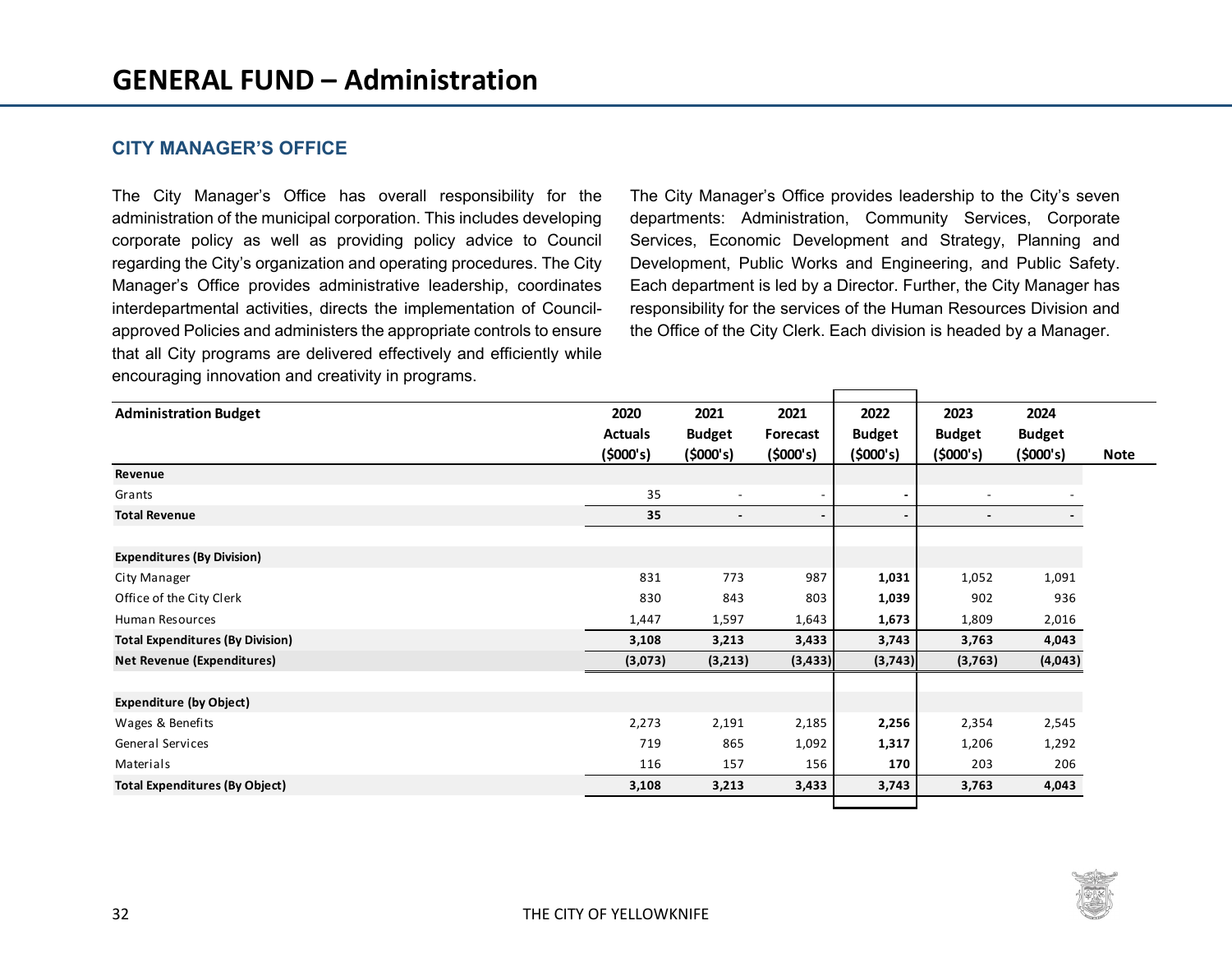# GENERAL FUND – Administration

## CITY MANAGER'S OFFICE

The City Manager's Office has overall responsibility for the administration of the municipal corporation. This includes developing corporate policy as well as providing policy advice to Council regarding the City's organization and operating procedures. The City Manager's Office provides administrative leadership, coordinates interdepartmental activities, directs the implementation of Council-approved Policies and administers the appropriate controls to ensure that all City programs are delivered effectively and efficiently while encouraging innovation and creativity in programs.

The City Manager's Office provides leadership to the City's seven departments: Administration, Community Services, Corporate Services, Economic Development and Strategy, Planning and Development, Public Works and Engineering, and Public Safety. Each department is led by a Director. Further, the City Manager has responsibility for the services of the Human Resources Division and the Office of the City Clerk. Each division is headed by a Manager.

| Administration Budget | 2020 Actuals ($000's) | 2021 Budget ($000's) | 2021 Forecast ($000's) | 2022 Budget ($000's) | 2023 Budget ($000's) | 2024 Budget ($000's) | Note |
|---|---|---|---|---|---|---|---|
| **Revenue** | | | | | | | |
| Grants | 35 | - | - | **-** | - | - | |
| **Total Revenue** | **35** | **-** | **-** | **-** | **-** | **-** | |
| | | | | | | | |
| **Expenditures (By Division)** | | | | | | | |
| City Manager | 831 | 773 | 987 | **1,031** | 1,052 | 1,091 | |
| Office of the City Clerk | 830 | 843 | 803 | **1,039** | 902 | 936 | |
| Human Resources | 1,447 | 1,597 | 1,643 | **1,673** | 1,809 | 2,016 | |
| **Total Expenditures (By Division)** | **3,108** | **3,213** | **3,433** | **3,743** | **3,763** | **4,043** | |
| **Net Revenue (Expenditures)** | **(3,073)** | **(3,213)** | **(3,433)** | **(3,743)** | **(3,763)** | **(4,043)** | |
| | | | | | | | |
| **Expenditure (by Object)** | | | | | | | |
| Wages & Benefits | 2,273 | 2,191 | 2,185 | **2,256** | 2,354 | 2,545 | |
| General Services | 719 | 865 | 1,092 | **1,317** | 1,206 | 1,292 | |
| Materials | 116 | 157 | 156 | **170** | 203 | 206 | |
| **Total Expenditures (By Object)** | **3,108** | **3,213** | **3,433** | **3,743** | **3,763** | **4,043** | |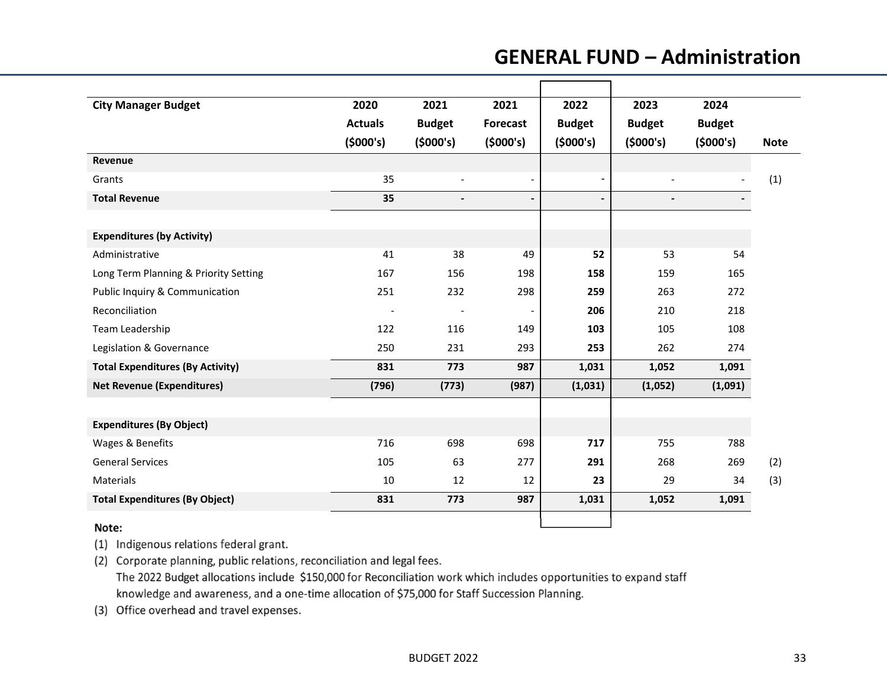# GENERAL FUND – Administration

| City Manager Budget | 2020 Actuals ($000's) | 2021 Budget ($000's) | 2021 Forecast ($000's) | 2022 Budget ($000's) | 2023 Budget ($000's) | 2024 Budget ($000's) | Note |
|---|---|---|---|---|---|---|---|
| **Revenue** | | | | | | | |
| Grants | 35 | - | - | - | - | - | (1) |
| **Total Revenue** | **35** | **-** | **-** | **-** | **-** | **-** | |
| | | | | | | | |
| **Expenditures (by Activity)** | | | | | | | |
| Administrative | 41 | 38 | 49 | **52** | 53 | 54 | |
| Long Term Planning & Priority Setting | 167 | 156 | 198 | **158** | 159 | 165 | |
| Public Inquiry & Communication | 251 | 232 | 298 | **259** | 263 | 272 | |
| Reconciliation | - | - | - | **206** | 210 | 218 | |
| Team Leadership | 122 | 116 | 149 | **103** | 105 | 108 | |
| Legislation & Governance | 250 | 231 | 293 | **253** | 262 | 274 | |
| **Total Expenditures (By Activity)** | **831** | **773** | **987** | **1,031** | **1,052** | **1,091** | |
| **Net Revenue (Expenditures)** | **(796)** | **(773)** | **(987)** | **(1,031)** | **(1,052)** | **(1,091)** | |
| | | | | | | | |
| **Expenditures (By Object)** | | | | | | | |
| Wages & Benefits | 716 | 698 | 698 | **717** | 755 | 788 | |
| General Services | 105 | 63 | 277 | **291** | 268 | 269 | (2) |
| Materials | 10 | 12 | 12 | **23** | 29 | 34 | (3) |
| **Total Expenditures (By Object)** | **831** | **773** | **987** | **1,031** | **1,052** | **1,091** | |

**Note:**

(1) Indigenous relations federal grant.

(2) Corporate planning, public relations, reconciliation and legal fees.
The 2022 Budget allocations include $150,000 for Reconciliation work which includes opportunities to expand staff knowledge and awareness, and a one-time allocation of $75,000 for Staff Succession Planning.

(3) Office overhead and travel expenses.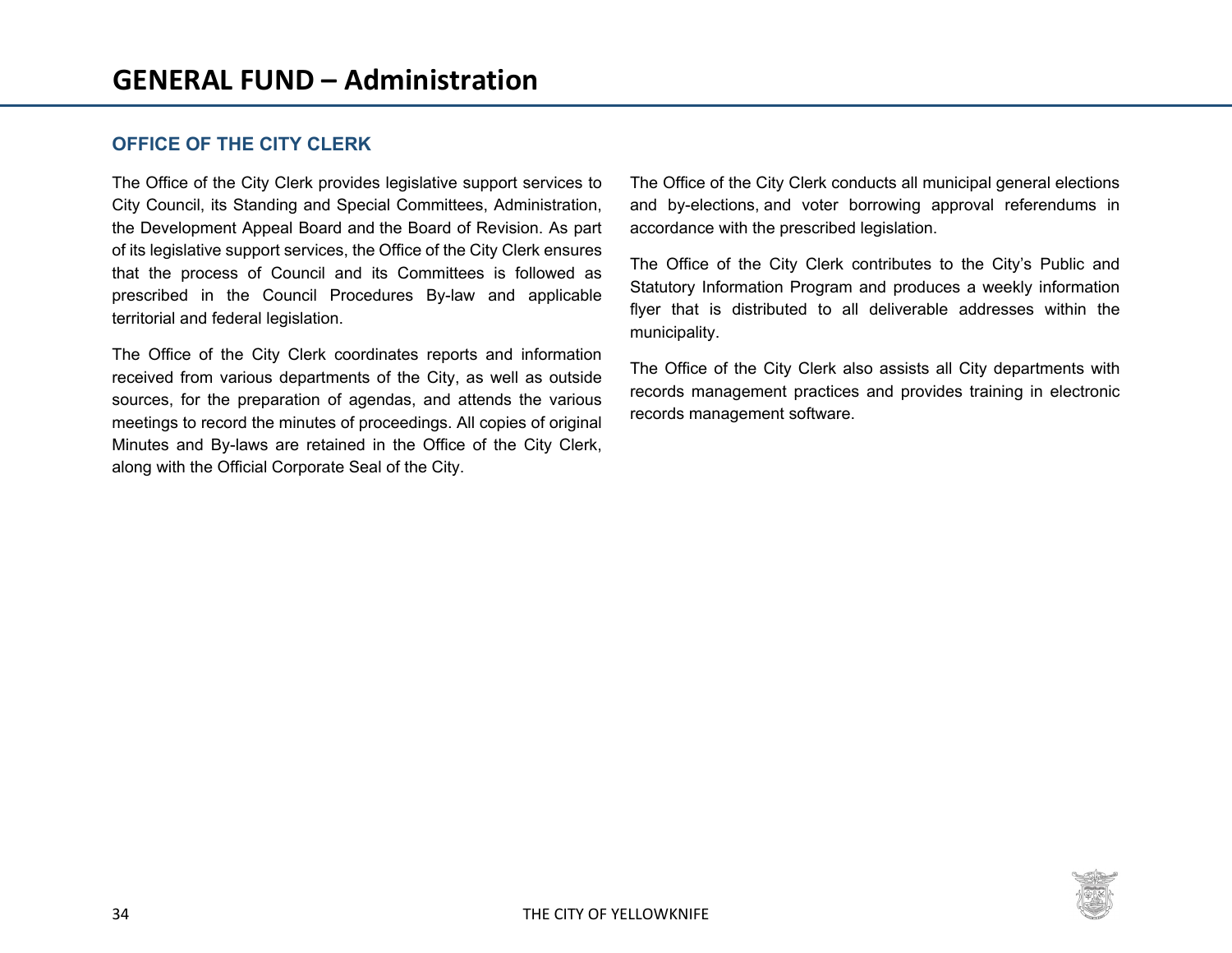# GENERAL FUND – Administration

## OFFICE OF THE CITY CLERK

The Office of the City Clerk provides legislative support services to City Council, its Standing and Special Committees, Administration, the Development Appeal Board and the Board of Revision. As part of its legislative support services, the Office of the City Clerk ensures that the process of Council and its Committees is followed as prescribed in the Council Procedures By-law and applicable territorial and federal legislation.

The Office of the City Clerk coordinates reports and information received from various departments of the City, as well as outside sources, for the preparation of agendas, and attends the various meetings to record the minutes of proceedings. All copies of original Minutes and By-laws are retained in the Office of the City Clerk, along with the Official Corporate Seal of the City.

The Office of the City Clerk conducts all municipal general elections and by-elections, and voter borrowing approval referendums in accordance with the prescribed legislation.

The Office of the City Clerk contributes to the City's Public and Statutory Information Program and produces a weekly information flyer that is distributed to all deliverable addresses within the municipality.

The Office of the City Clerk also assists all City departments with records management practices and provides training in electronic records management software.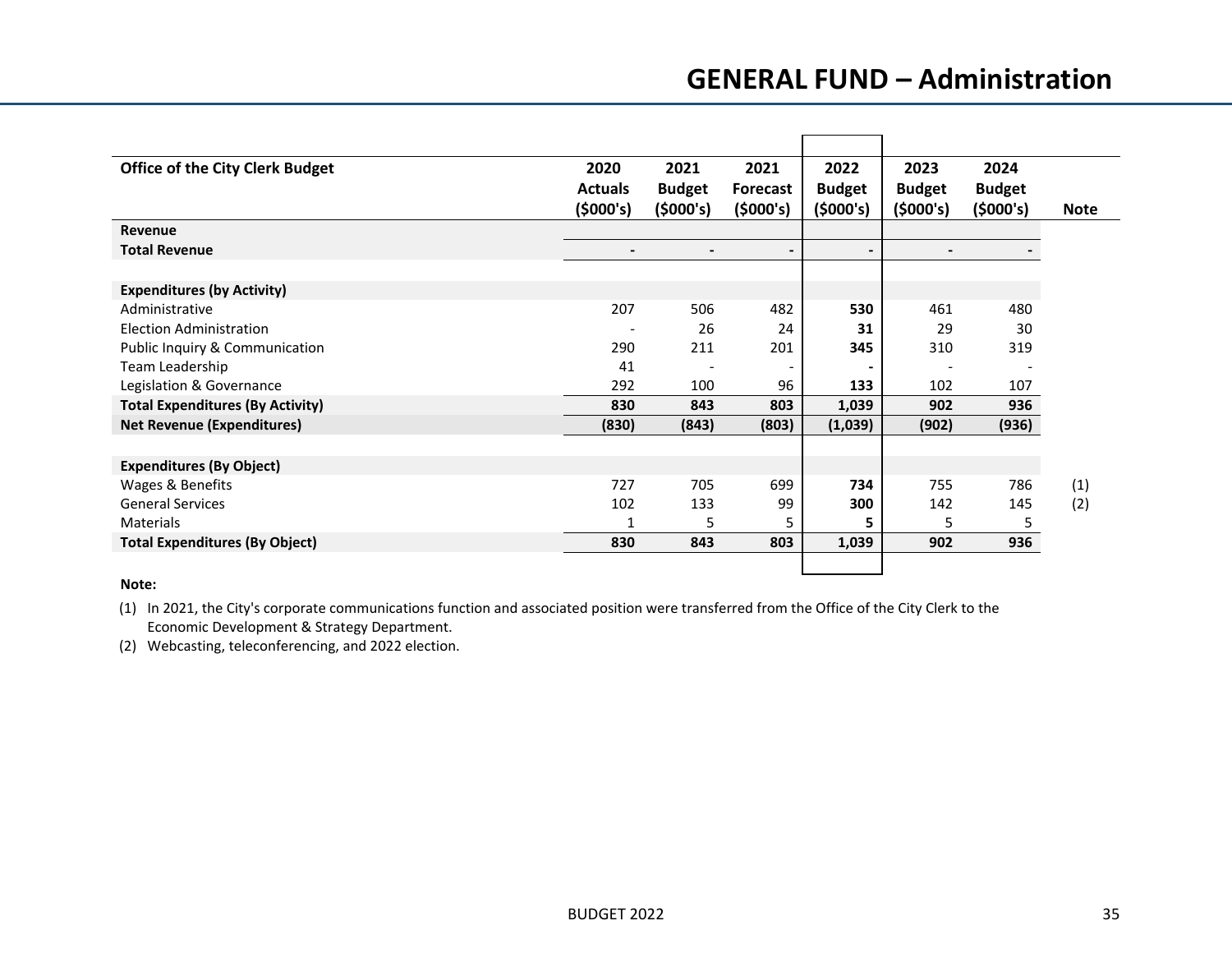# GENERAL FUND – Administration

| Office of the City Clerk Budget | 2020 Actuals ($000's) | 2021 Budget ($000's) | 2021 Forecast ($000's) | 2022 Budget ($000's) | 2023 Budget ($000's) | 2024 Budget ($000's) | Note |
|---|---|---|---|---|---|---|---|
| **Revenue** | | | | | | | |
| **Total Revenue** | **-** | **-** | **-** | **-** | **-** | **-** | |
| | | | | | | | |
| **Expenditures (by Activity)** | | | | | | | |
| Administrative | 207 | 506 | 482 | **530** | 461 | 480 | |
| Election Administration | - | 26 | 24 | **31** | 29 | 30 | |
| Public Inquiry & Communication | 290 | 211 | 201 | **345** | 310 | 319 | |
| Team Leadership | 41 | - | - | **-** | - | - | |
| Legislation & Governance | 292 | 100 | 96 | **133** | 102 | 107 | |
| **Total Expenditures (By Activity)** | **830** | **843** | **803** | **1,039** | **902** | **936** | |
| **Net Revenue (Expenditures)** | **(830)** | **(843)** | **(803)** | **(1,039)** | **(902)** | **(936)** | |
| | | | | | | | |
| **Expenditures (By Object)** | | | | | | | |
| Wages & Benefits | 727 | 705 | 699 | **734** | 755 | 786 | (1) |
| General Services | 102 | 133 | 99 | **300** | 142 | 145 | (2) |
| Materials | 1 | 5 | 5 | **5** | 5 | 5 | |
| **Total Expenditures (By Object)** | **830** | **843** | **803** | **1,039** | **902** | **936** | |

**Note:**

(1) In 2021, the City's corporate communications function and associated position were transferred from the Office of the City Clerk to the Economic Development & Strategy Department.

(2) Webcasting, teleconferencing, and 2022 election.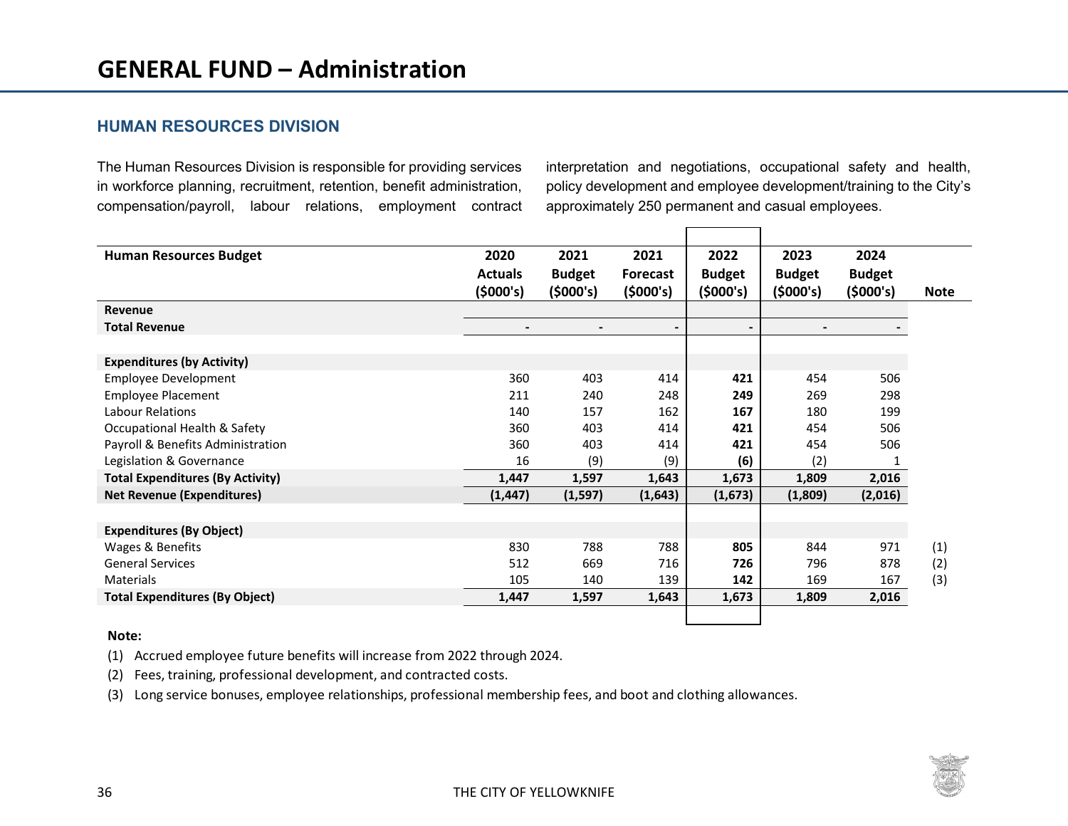# GENERAL FUND – Administration

## HUMAN RESOURCES DIVISION

The Human Resources Division is responsible for providing services in workforce planning, recruitment, retention, benefit administration, compensation/payroll, labour relations, employment contract interpretation and negotiations, occupational safety and health, policy development and employee development/training to the City's approximately 250 permanent and casual employees.

| Human Resources Budget | 2020 Actuals ($000's) | 2021 Budget ($000's) | 2021 Forecast ($000's) | 2022 Budget ($000's) | 2023 Budget ($000's) | 2024 Budget ($000's) | Note |
|---|---|---|---|---|---|---|---|
| **Revenue** | | | | | | | |
| **Total Revenue** | - | - | - | - | - | - | |
| | | | | | | | |
| **Expenditures (by Activity)** | | | | | | | |
| Employee Development | 360 | 403 | 414 | **421** | 454 | 506 | |
| Employee Placement | 211 | 240 | 248 | **249** | 269 | 298 | |
| Labour Relations | 140 | 157 | 162 | **167** | 180 | 199 | |
| Occupational Health & Safety | 360 | 403 | 414 | **421** | 454 | 506 | |
| Payroll & Benefits Administration | 360 | 403 | 414 | **421** | 454 | 506 | |
| Legislation & Governance | 16 | (9) | (9) | **(6)** | (2) | 1 | |
| **Total Expenditures (By Activity)** | **1,447** | **1,597** | **1,643** | **1,673** | **1,809** | **2,016** | |
| **Net Revenue (Expenditures)** | **(1,447)** | **(1,597)** | **(1,643)** | **(1,673)** | **(1,809)** | **(2,016)** | |
| | | | | | | | |
| **Expenditures (By Object)** | | | | | | | |
| Wages & Benefits | 830 | 788 | 788 | **805** | 844 | 971 | (1) |
| General Services | 512 | 669 | 716 | **726** | 796 | 878 | (2) |
| Materials | 105 | 140 | 139 | **142** | 169 | 167 | (3) |
| **Total Expenditures (By Object)** | **1,447** | **1,597** | **1,643** | **1,673** | **1,809** | **2,016** | |

**Note:**

(1) Accrued employee future benefits will increase from 2022 through 2024.

(2) Fees, training, professional development, and contracted costs.

(3) Long service bonuses, employee relationships, professional membership fees, and boot and clothing allowances.